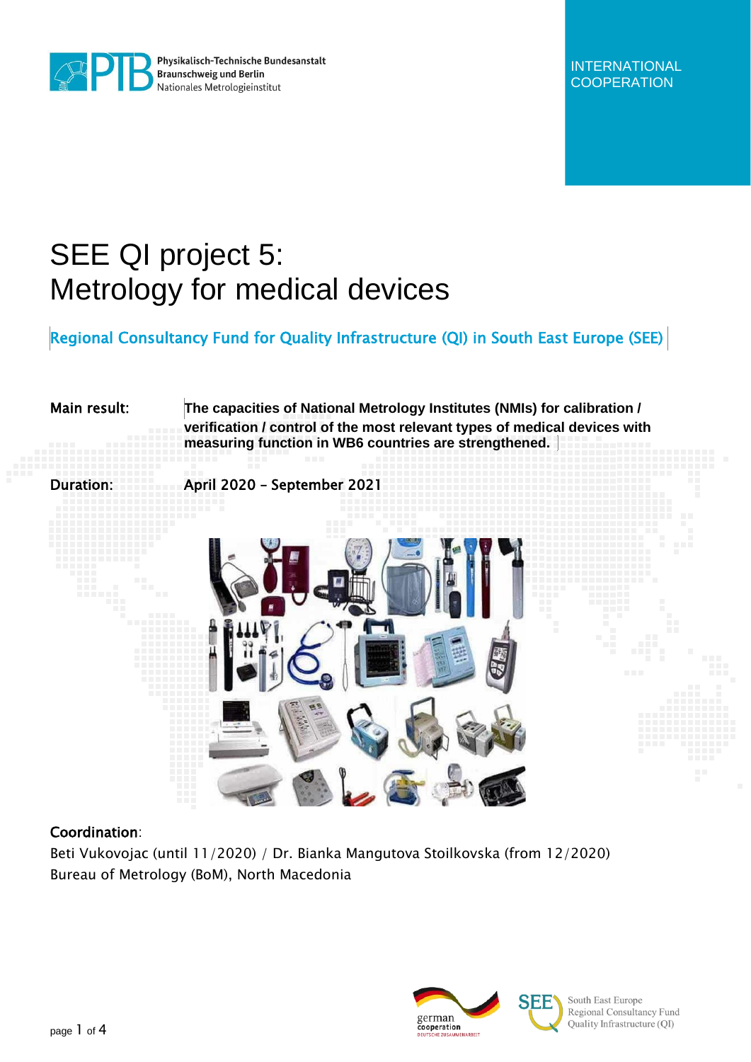Physikalisch-Technische Bundesanstalt
Braunschweig und Berlin
Nationales Metrologieinstitut

INTERNATIONAL COOPERATION

# SEE QI project 5: Metrology for medical devices

## Regional Consultancy Fund for Quality Infrastructure (QI) in South East Europe (SEE)

**Main result:** **The capacities of National Metrology Institutes (NMIs) for calibration / verification / control of the most relevant types of medical devices with measuring function in WB6 countries are strengthened.**

**Duration:** April 2020 – September 2021

**Coordination**:
Beti Vukovojac (until 11/2020) / Dr. Bianka Mangutova Stoilkovska (from 12/2020)
Bureau of Metrology (BoM), North Macedonia

german cooperation
DEUTSCHE ZUSAMMENARBEIT

SEE South East Europe Regional Consultancy Fund Quality Infrastructure (QI)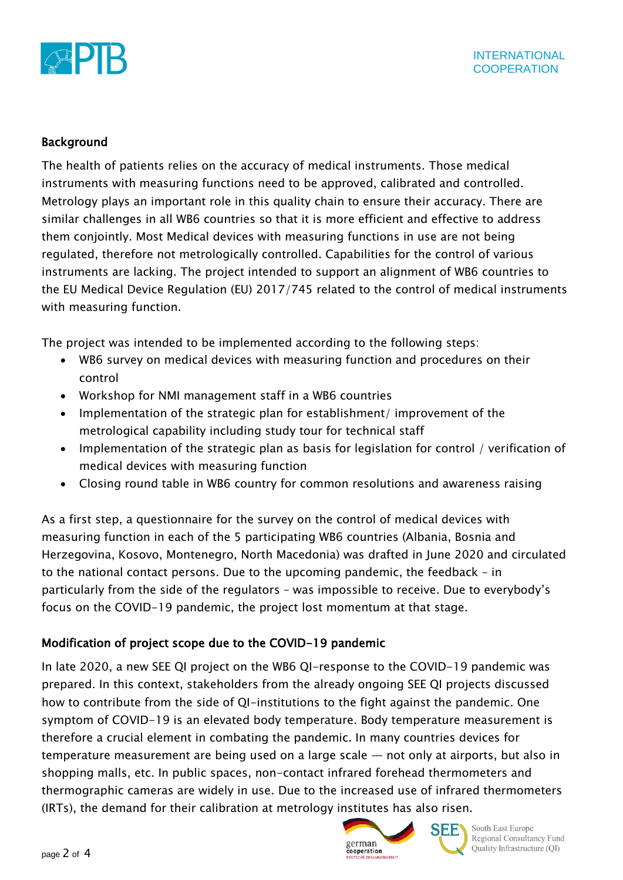## Background

The health of patients relies on the accuracy of medical instruments. Those medical instruments with measuring functions need to be approved, calibrated and controlled. Metrology plays an important role in this quality chain to ensure their accuracy. There are similar challenges in all WB6 countries so that it is more efficient and effective to address them conjointly. Most Medical devices with measuring functions in use are not being regulated, therefore not metrologically controlled. Capabilities for the control of various instruments are lacking. The project intended to support an alignment of WB6 countries to the EU Medical Device Regulation (EU) 2017/745 related to the control of medical instruments with measuring function.

The project was intended to be implemented according to the following steps:

- WB6 survey on medical devices with measuring function and procedures on their control
- Workshop for NMI management staff in a WB6 countries
- Implementation of the strategic plan for establishment/ improvement of the metrological capability including study tour for technical staff
- Implementation of the strategic plan as basis for legislation for control / verification of medical devices with measuring function
- Closing round table in WB6 country for common resolutions and awareness raising

As a first step, a questionnaire for the survey on the control of medical devices with measuring function in each of the 5 participating WB6 countries (Albania, Bosnia and Herzegovina, Kosovo, Montenegro, North Macedonia) was drafted in June 2020 and circulated to the national contact persons. Due to the upcoming pandemic, the feedback – in particularly from the side of the regulators – was impossible to receive. Due to everybody's focus on the COVID-19 pandemic, the project lost momentum at that stage.

## Modification of project scope due to the COVID-19 pandemic

In late 2020, a new SEE QI project on the WB6 QI-response to the COVID-19 pandemic was prepared. In this context, stakeholders from the already ongoing SEE QI projects discussed how to contribute from the side of QI-institutions to the fight against the pandemic. One symptom of COVID-19 is an elevated body temperature. Body temperature measurement is therefore a crucial element in combating the pandemic. In many countries devices for temperature measurement are being used on a large scale — not only at airports, but also in shopping malls, etc. In public spaces, non-contact infrared forehead thermometers and thermographic cameras are widely in use. Due to the increased use of infrared thermometers (IRTs), the demand for their calibration at metrology institutes has also risen.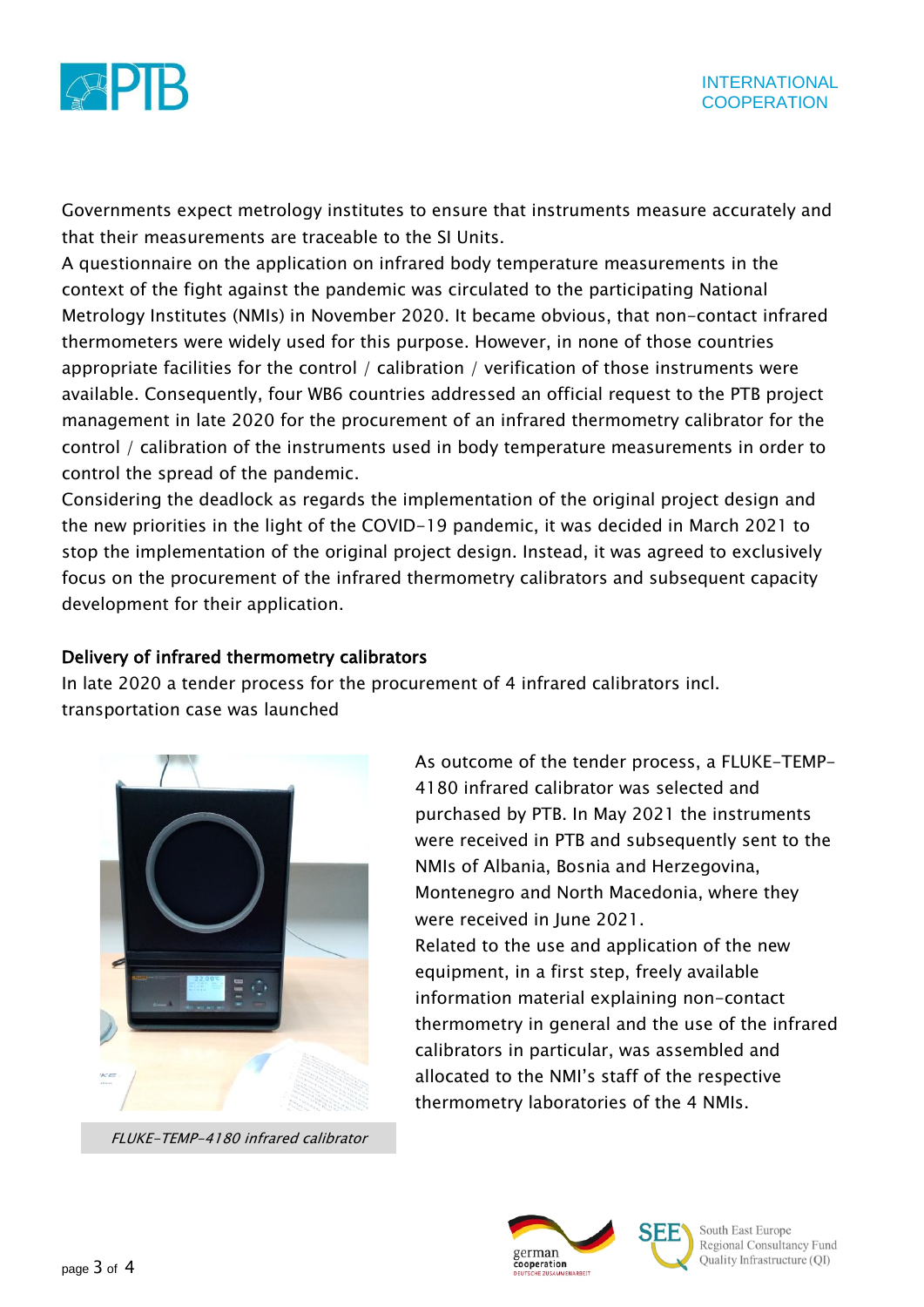Governments expect metrology institutes to ensure that instruments measure accurately and that their measurements are traceable to the SI Units.

A questionnaire on the application on infrared body temperature measurements in the context of the fight against the pandemic was circulated to the participating National Metrology Institutes (NMIs) in November 2020. It became obvious, that non-contact infrared thermometers were widely used for this purpose. However, in none of those countries appropriate facilities for the control / calibration / verification of those instruments were available. Consequently, four WB6 countries addressed an official request to the PTB project management in late 2020 for the procurement of an infrared thermometry calibrator for the control / calibration of the instruments used in body temperature measurements in order to control the spread of the pandemic.

Considering the deadlock as regards the implementation of the original project design and the new priorities in the light of the COVID-19 pandemic, it was decided in March 2021 to stop the implementation of the original project design. Instead, it was agreed to exclusively focus on the procurement of the infrared thermometry calibrators and subsequent capacity development for their application.

## Delivery of infrared thermometry calibrators

In late 2020 a tender process for the procurement of 4 infrared calibrators incl. transportation case was launched

*FLUKE-TEMP-4180 infrared calibrator*

As outcome of the tender process, a FLUKE-TEMP-4180 infrared calibrator was selected and purchased by PTB. In May 2021 the instruments were received in PTB and subsequently sent to the NMIs of Albania, Bosnia and Herzegovina, Montenegro and North Macedonia, where they were received in June 2021.

Related to the use and application of the new equipment, in a first step, freely available information material explaining non-contact thermometry in general and the use of the infrared calibrators in particular, was assembled and allocated to the NMI's staff of the respective thermometry laboratories of the 4 NMIs.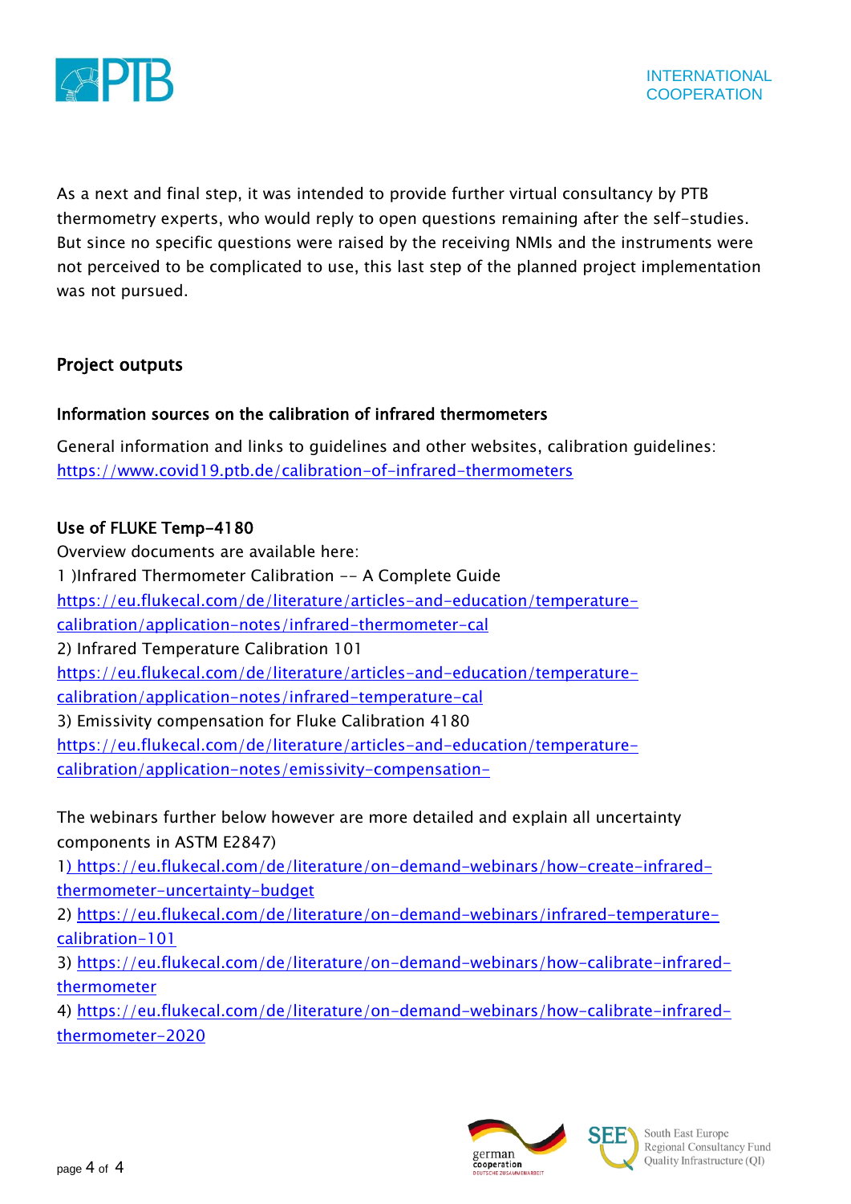As a next and final step, it was intended to provide further virtual consultancy by PTB thermometry experts, who would reply to open questions remaining after the self-studies. But since no specific questions were raised by the receiving NMIs and the instruments were not perceived to be complicated to use, this last step of the planned project implementation was not pursued.

## Project outputs

### Information sources on the calibration of infrared thermometers

General information and links to guidelines and other websites, calibration guidelines:
https://www.covid19.ptb.de/calibration-of-infrared-thermometers

### Use of FLUKE Temp-4180

Overview documents are available here:

1 )Infrared Thermometer Calibration -- A Complete Guide
https://eu.flukecal.com/de/literature/articles-and-education/temperature-calibration/application-notes/infrared-thermometer-cal

2) Infrared Temperature Calibration 101
https://eu.flukecal.com/de/literature/articles-and-education/temperature-calibration/application-notes/infrared-temperature-cal

3) Emissivity compensation for Fluke Calibration 4180
https://eu.flukecal.com/de/literature/articles-and-education/temperature-calibration/application-notes/emissivity-compensation-

The webinars further below however are more detailed and explain all uncertainty components in ASTM E2847)

1) https://eu.flukecal.com/de/literature/on-demand-webinars/how-create-infrared-thermometer-uncertainty-budget

2) https://eu.flukecal.com/de/literature/on-demand-webinars/infrared-temperature-calibration-101

3) https://eu.flukecal.com/de/literature/on-demand-webinars/how-calibrate-infrared-thermometer

4) https://eu.flukecal.com/de/literature/on-demand-webinars/how-calibrate-infrared-thermometer-2020